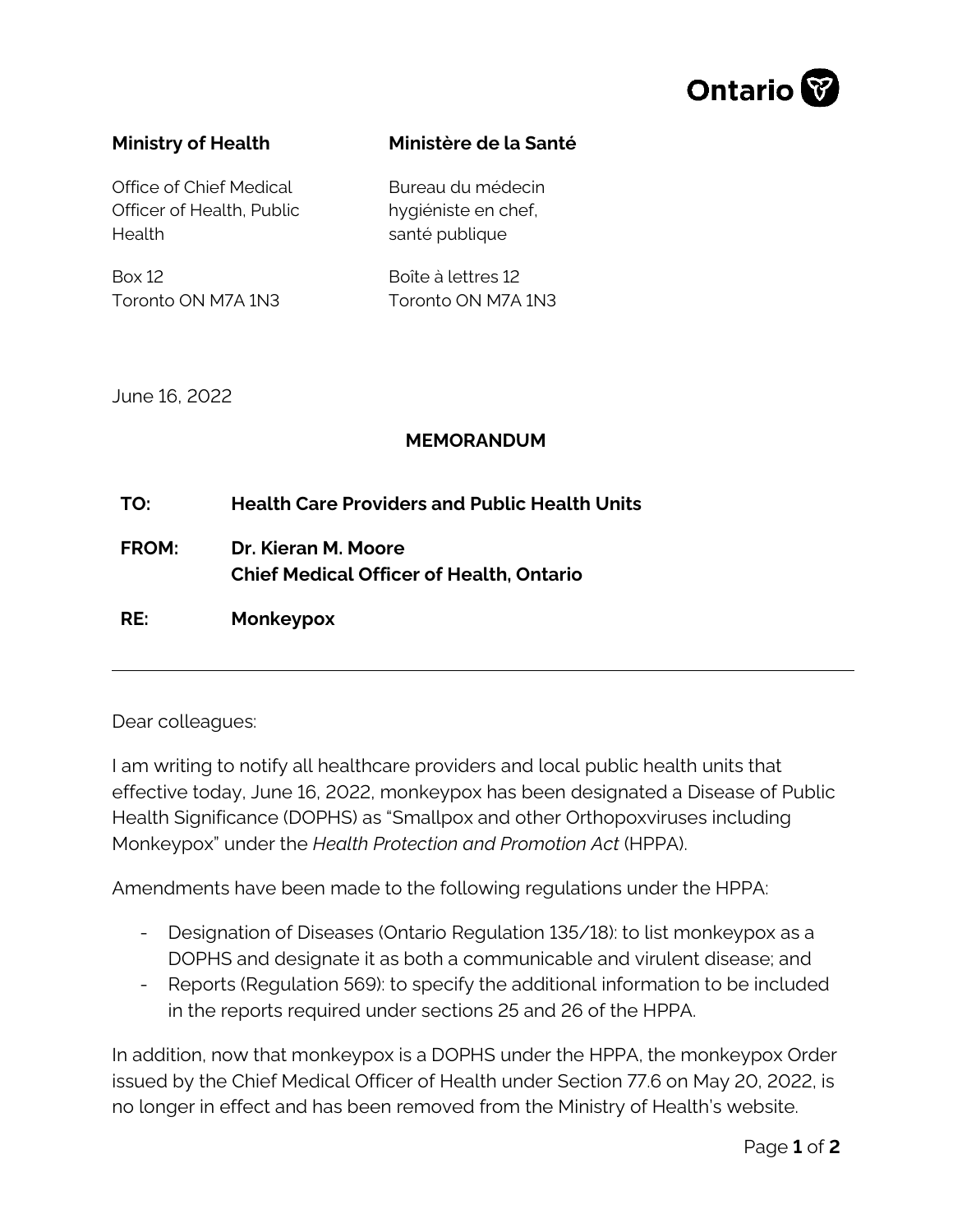Ontario

**Ministry of Health**

Office of Chief Medical Officer of Health, Public Health

Box 12
Toronto ON M7A 1N3

**Ministère de la Santé**

Bureau du médecin hygiéniste en chef, santé publique

Boîte à lettres 12
Toronto ON M7A 1N3

June 16, 2022

## MEMORANDUM

**TO:** **Health Care Providers and Public Health Units**

**FROM:** **Dr. Kieran M. Moore**
**Chief Medical Officer of Health, Ontario**

**RE:** **Monkeypox**

---

Dear colleagues:

I am writing to notify all healthcare providers and local public health units that effective today, June 16, 2022, monkeypox has been designated a Disease of Public Health Significance (DOPHS) as "Smallpox and other Orthopoxviruses including Monkeypox" under the *Health Protection and Promotion Act* (HPPA).

Amendments have been made to the following regulations under the HPPA:

- Designation of Diseases (Ontario Regulation 135/18): to list monkeypox as a DOPHS and designate it as both a communicable and virulent disease; and
- Reports (Regulation 569): to specify the additional information to be included in the reports required under sections 25 and 26 of the HPPA.

In addition, now that monkeypox is a DOPHS under the HPPA, the monkeypox Order issued by the Chief Medical Officer of Health under Section 77.6 on May 20, 2022, is no longer in effect and has been removed from the Ministry of Health's website.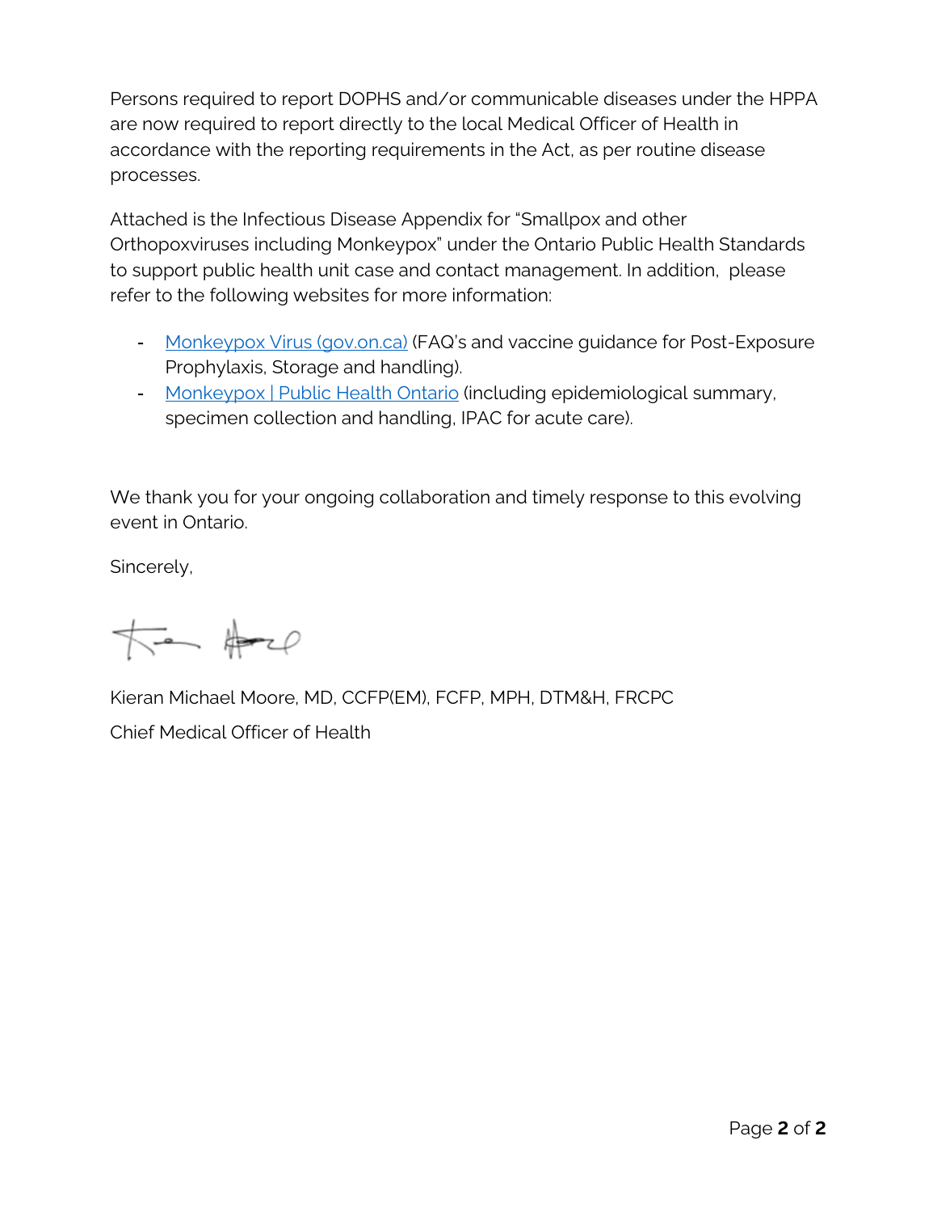Persons required to report DOPHS and/or communicable diseases under the HPPA are now required to report directly to the local Medical Officer of Health in accordance with the reporting requirements in the Act, as per routine disease processes.

Attached is the Infectious Disease Appendix for "Smallpox and other Orthopoxviruses including Monkeypox" under the Ontario Public Health Standards to support public health unit case and contact management. In addition, please refer to the following websites for more information:

- Monkeypox Virus (gov.on.ca) (FAQ's and vaccine guidance for Post-Exposure Prophylaxis, Storage and handling).
- Monkeypox | Public Health Ontario (including epidemiological summary, specimen collection and handling, IPAC for acute care).

We thank you for your ongoing collaboration and timely response to this evolving event in Ontario.

Sincerely,

Kieran Michael Moore, MD, CCFP(EM), FCFP, MPH, DTM&H, FRCPC

Chief Medical Officer of Health